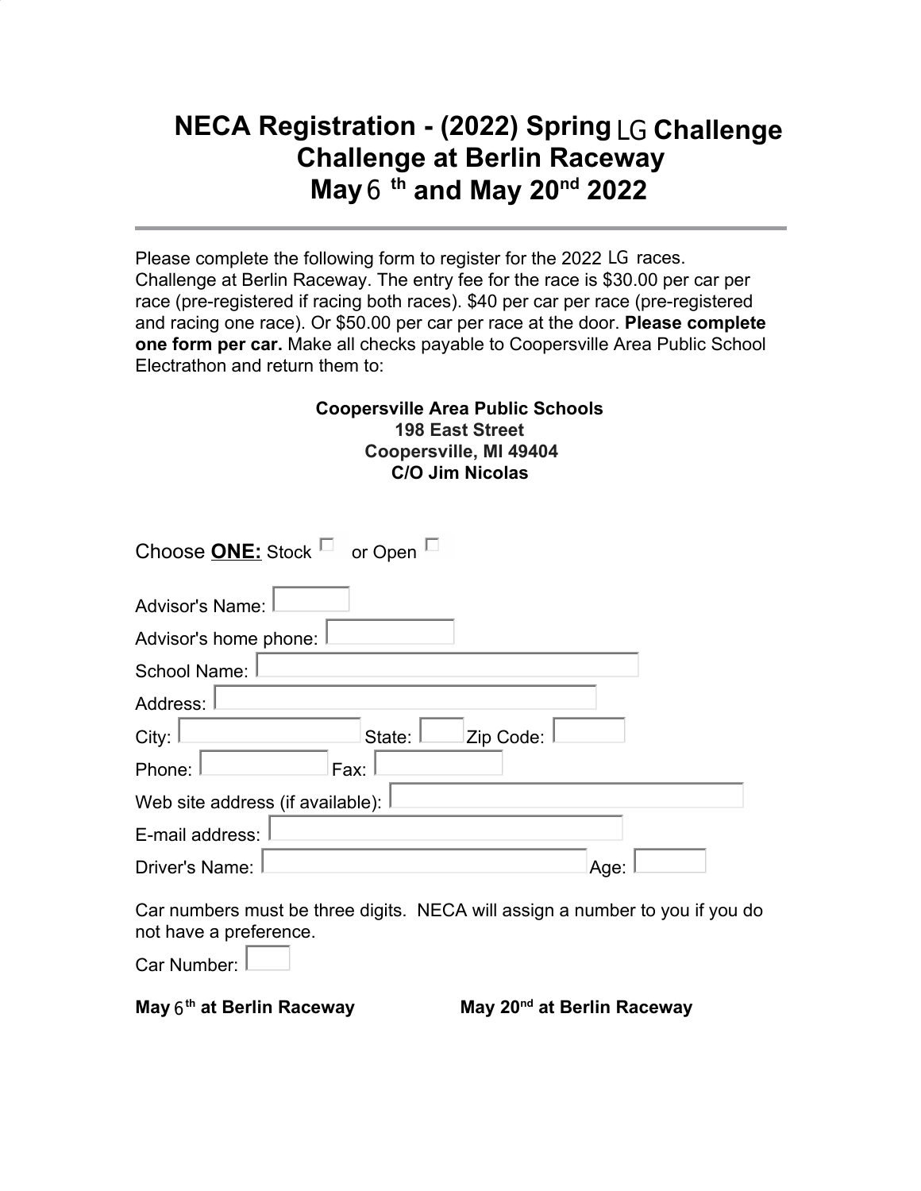# NECA Registration - (2022) Spring LG Challenge Challenge at Berlin Raceway May 6th and May 20nd 2022

---

Please complete the following form to register for the 2022 LG races. Challenge at Berlin Raceway. The entry fee for the race is $30.00 per car per race (pre-registered if racing both races). $40 per car per race (pre-registered and racing one race). Or $50.00 per car per race at the door. **Please complete one form per car.** Make all checks payable to Coopersville Area Public School Electrathon and return them to:

**Coopersville Area Public Schools**
**198 East Street**
**Coopersville, MI 49404**
**C/O Jim Nicolas**

Choose **ONE:** Stock ☐ or Open ☐

Advisor's Name: \_\_\_\_\_\_\_\_

Advisor's home phone: \_\_\_\_\_\_\_\_

School Name: \_\_\_\_\_\_\_\_

Address: \_\_\_\_\_\_\_\_

City: \_\_\_\_\_\_\_\_ State: \_\_\_\_ Zip Code: \_\_\_\_\_\_

Phone: \_\_\_\_\_\_\_\_ Fax: \_\_\_\_\_\_\_\_

Web site address (if available): \_\_\_\_\_\_\_\_

E-mail address: \_\_\_\_\_\_\_\_

Driver's Name: \_\_\_\_\_\_\_\_ Age: \_\_\_\_

Car numbers must be three digits. NECA will assign a number to you if you do not have a preference.

Car Number: \_\_\_\_

**May 6th at Berlin Raceway** **May 20nd at Berlin Raceway**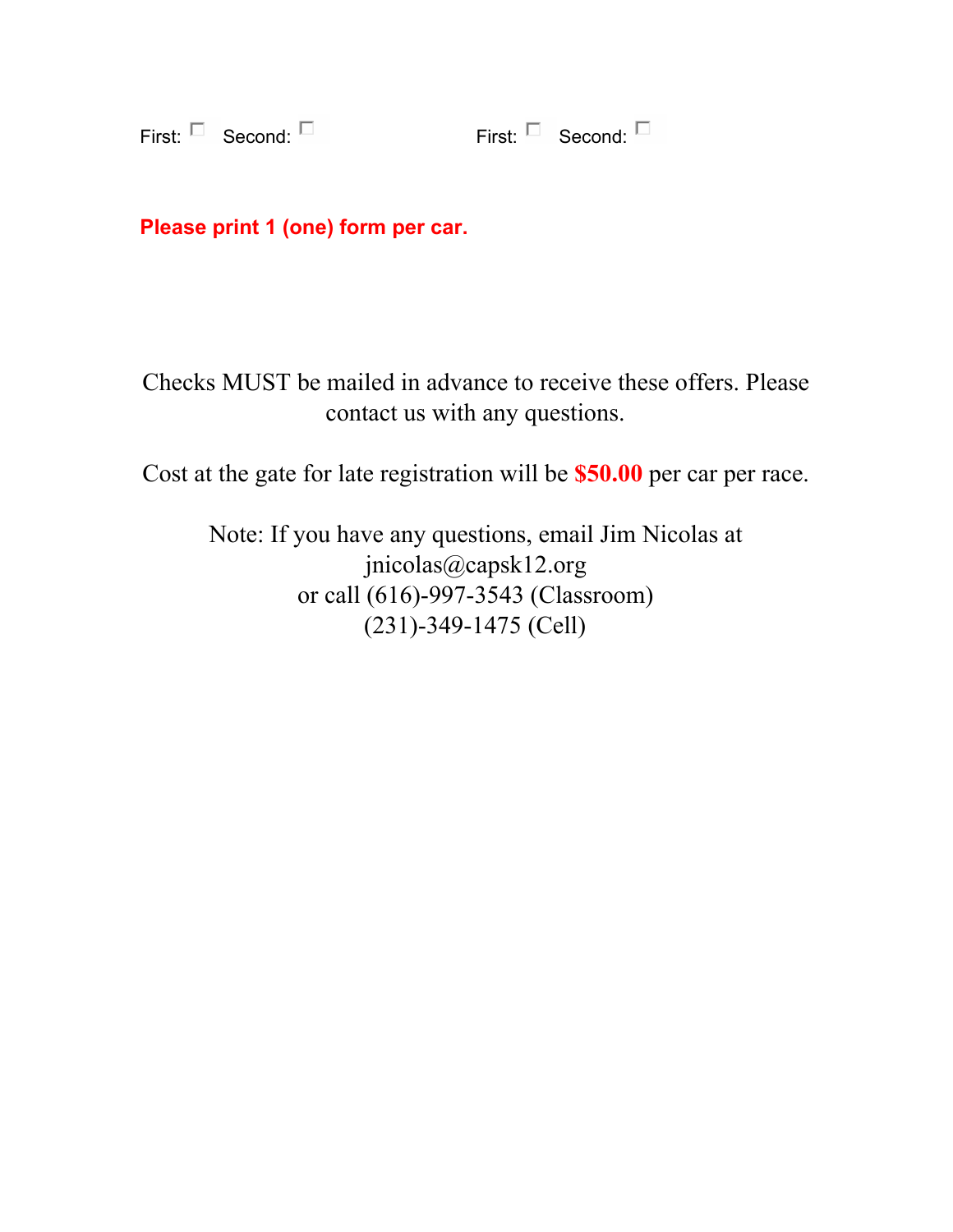First: ☐ Second: ☐ First: ☐ Second: ☐

**Please print 1 (one) form per car.**

Checks MUST be mailed in advance to receive these offers. Please contact us with any questions.

Cost at the gate for late registration will be **$50.00** per car per race.

Note: If you have any questions, email Jim Nicolas at jnicolas@capsk12.org
or call (616)-997-3543 (Classroom)
(231)-349-1475 (Cell)